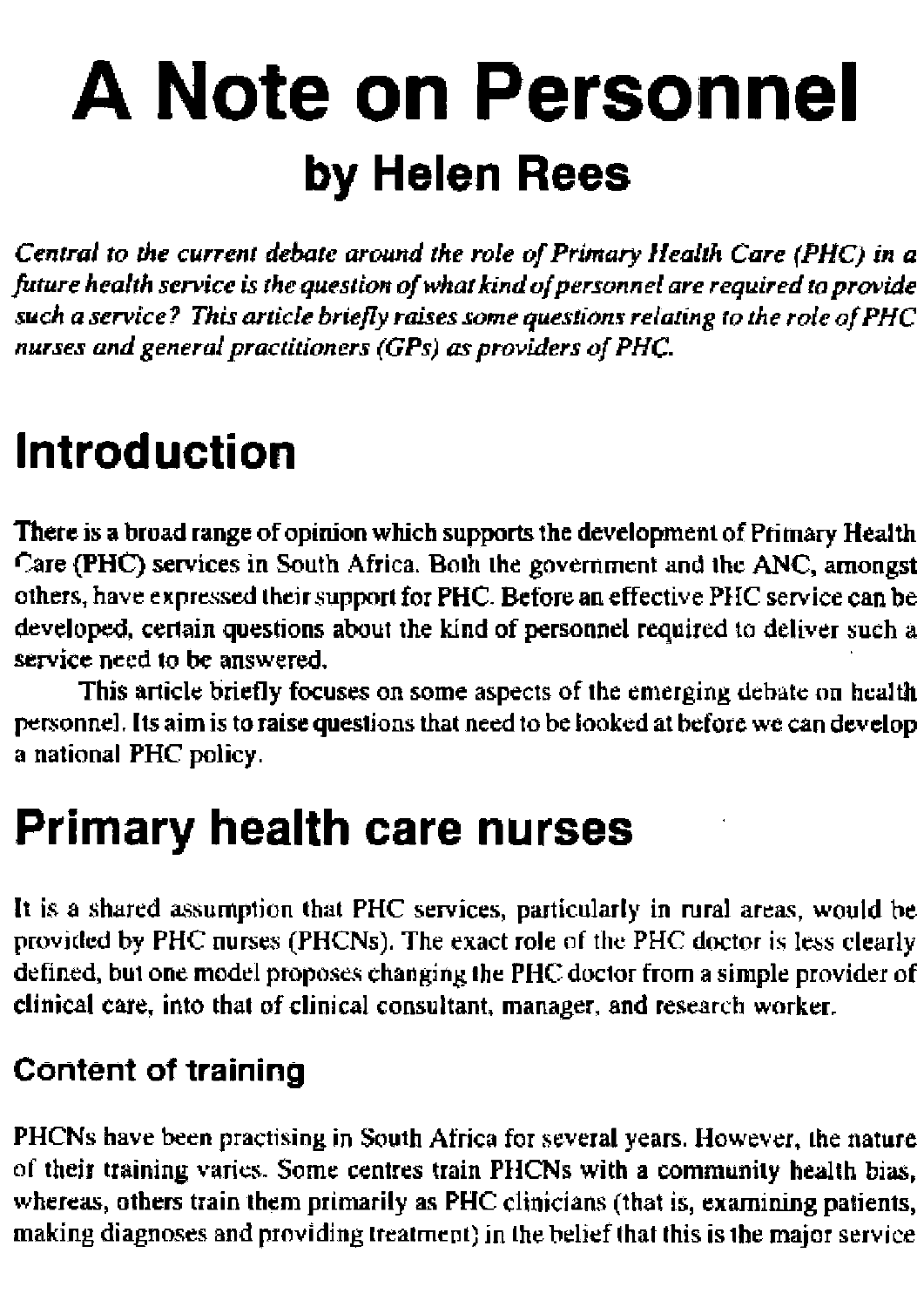# A Note on Personnel

## by Helen Rees

*Central to the current debate around the role of Primary Health Care (PHC) in a future health service is the question of what kind of personnel are required to provide such a service? This article briefly raises some questions relating to the role of PHC nurses and general practitioners (GPs) as providers of PHC.*

# Introduction

There is a broad range of opinion which supports the development of Primary Health Care (PHC) services in South Africa. Both the government and the ANC, amongst others, have expressed their support for PHC. Before an effective PHC service can be developed, certain questions about the kind of personnel required to deliver such a service need to be answered.

This article briefly focuses on some aspects of the emerging debate on health personnel. Its aim is to raise questions that need to be looked at before we can develop a national PHC policy.

# Primary health care nurses

It is a shared assumption that PHC services, particularly in rural areas, would be provided by PHC nurses (PHCNs). The exact role of the PHC doctor is less clearly defined, but one model proposes changing the PHC doctor from a simple provider of clinical care, into that of clinical consultant, manager, and research worker.

## Content of training

PHCNs have been practising in South Africa for several years. However, the nature of their training varies. Some centres train PHCNs with a community health bias, whereas, others train them primarily as PHC clinicians (that is, examining patients, making diagnoses and providing treatment) in the belief that this is the major service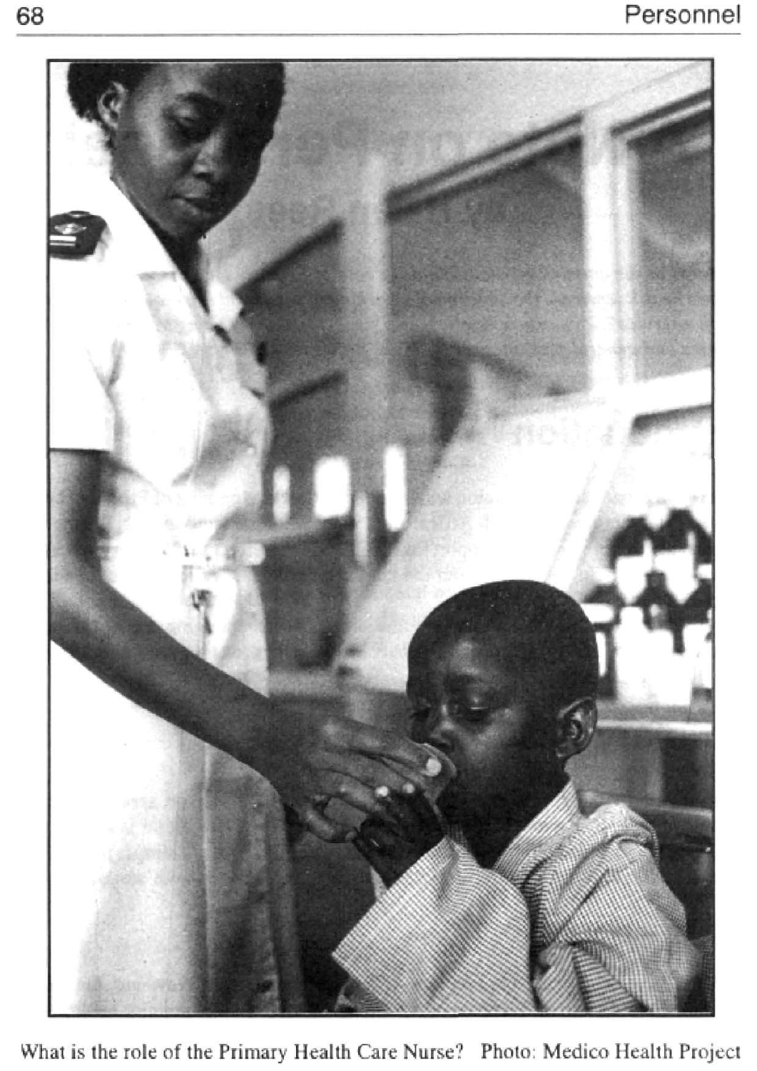What is the role of the Primary Health Care Nurse? Photo: Medico Health Project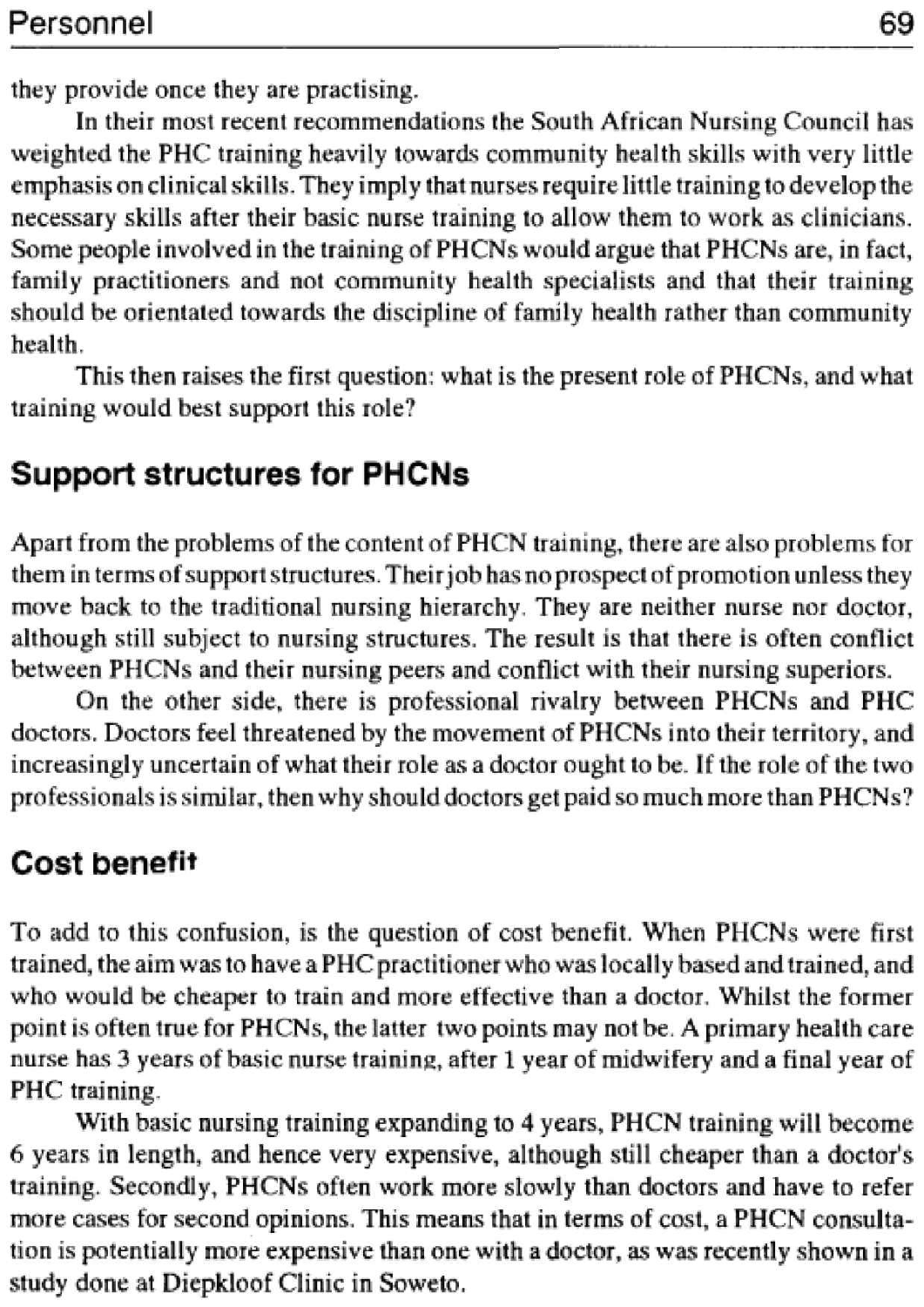they provide once they are practising.

In their most recent recommendations the South African Nursing Council has weighted the PHC training heavily towards community health skills with very little emphasis on clinical skills. They imply that nurses require little training to develop the necessary skills after their basic nurse training to allow them to work as clinicians. Some people involved in the training of PHCNs would argue that PHCNs are, in fact, family practitioners and not community health specialists and that their training should be orientated towards the discipline of family health rather than community health.

This then raises the first question: what is the present role of PHCNs, and what training would best support this role?

## Support structures for PHCNs

Apart from the problems of the content of PHCN training, there are also problems for them in terms of support structures. Their job has no prospect of promotion unless they move back to the traditional nursing hierarchy. They are neither nurse nor doctor, although still subject to nursing structures. The result is that there is often conflict between PHCNs and their nursing peers and conflict with their nursing superiors.

On the other side, there is professional rivalry between PHCNs and PHC doctors. Doctors feel threatened by the movement of PHCNs into their territory, and increasingly uncertain of what their role as a doctor ought to be. If the role of the two professionals is similar, then why should doctors get paid so much more than PHCNs?

## Cost benefit

To add to this confusion, is the question of cost benefit. When PHCNs were first trained, the aim was to have a PHC practitioner who was locally based and trained, and who would be cheaper to train and more effective than a doctor. Whilst the former point is often true for PHCNs, the latter two points may not be. A primary health care nurse has 3 years of basic nurse training, after 1 year of midwifery and a final year of PHC training.

With basic nursing training expanding to 4 years, PHCN training will become 6 years in length, and hence very expensive, although still cheaper than a doctor's training. Secondly, PHCNs often work more slowly than doctors and have to refer more cases for second opinions. This means that in terms of cost, a PHCN consultation is potentially more expensive than one with a doctor, as was recently shown in a study done at Diepkloof Clinic in Soweto.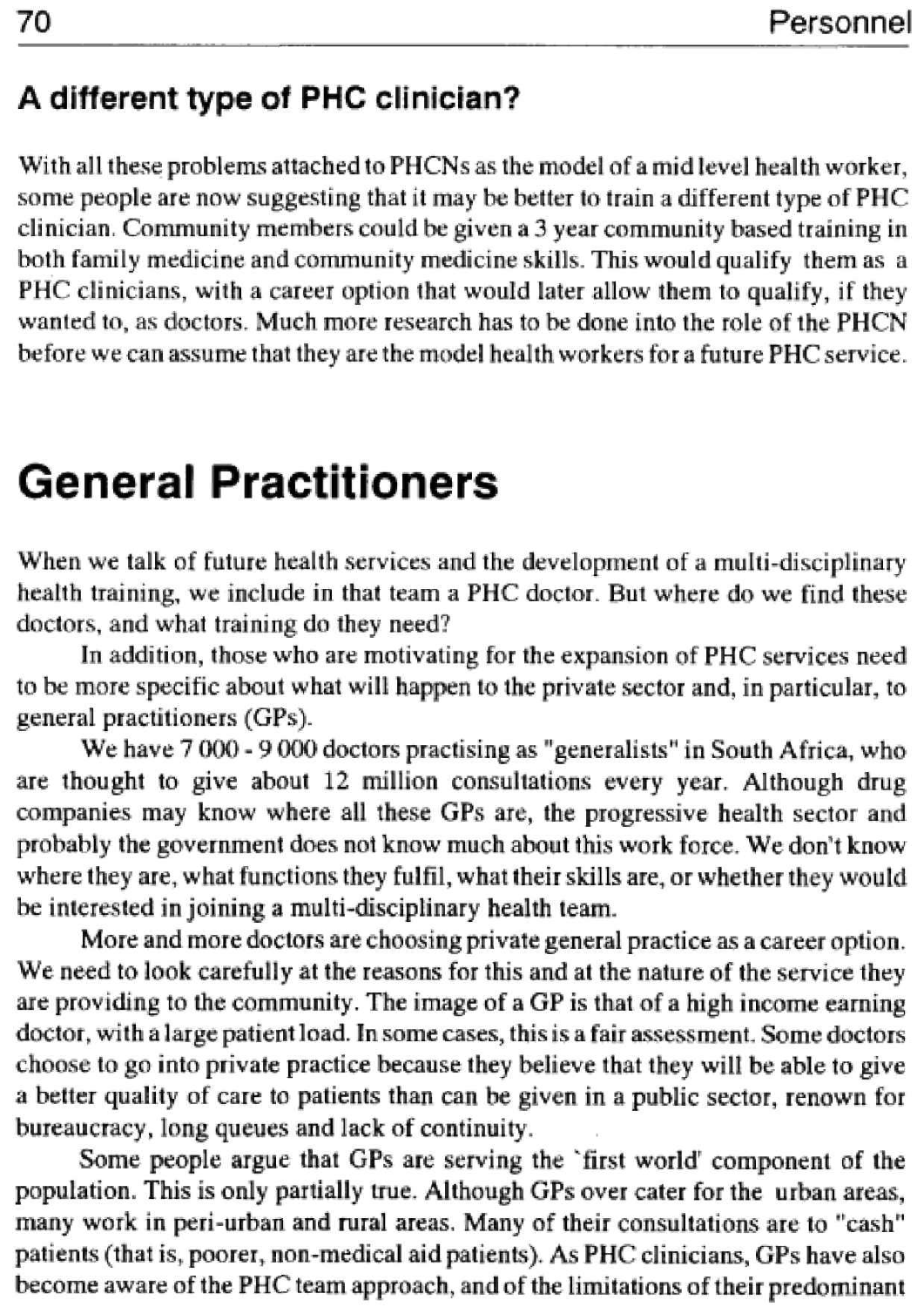### A different type of PHC clinician?

With all these problems attached to PHCNs as the model of a mid level health worker, some people are now suggesting that it may be better to train a different type of PHC clinician. Community members could be given a 3 year community based training in both family medicine and community medicine skills. This would qualify them as a PHC clinicians, with a career option that would later allow them to qualify, if they wanted to, as doctors. Much more research has to be done into the role of the PHCN before we can assume that they are the model health workers for a future PHC service.

# General Practitioners

When we talk of future health services and the development of a multi-disciplinary health training, we include in that team a PHC doctor. But where do we find these doctors, and what training do they need?

In addition, those who are motivating for the expansion of PHC services need to be more specific about what will happen to the private sector and, in particular, to general practitioners (GPs).

We have 7 000 - 9 000 doctors practising as "generalists" in South Africa, who are thought to give about 12 million consultations every year. Although drug companies may know where all these GPs are, the progressive health sector and probably the government does not know much about this work force. We don't know where they are, what functions they fulfil, what their skills are, or whether they would be interested in joining a multi-disciplinary health team.

More and more doctors are choosing private general practice as a career option. We need to look carefully at the reasons for this and at the nature of the service they are providing to the community. The image of a GP is that of a high income earning doctor, with a large patient load. In some cases, this is a fair assessment. Some doctors choose to go into private practice because they believe that they will be able to give a better quality of care to patients than can be given in a public sector, renown for bureaucracy, long queues and lack of continuity.

Some people argue that GPs are serving the `first world' component of the population. This is only partially true. Although GPs over cater for the urban areas, many work in peri-urban and rural areas. Many of their consultations are to "cash" patients (that is, poorer, non-medical aid patients). As PHC clinicians, GPs have also become aware of the PHC team approach, and of the limitations of their predominant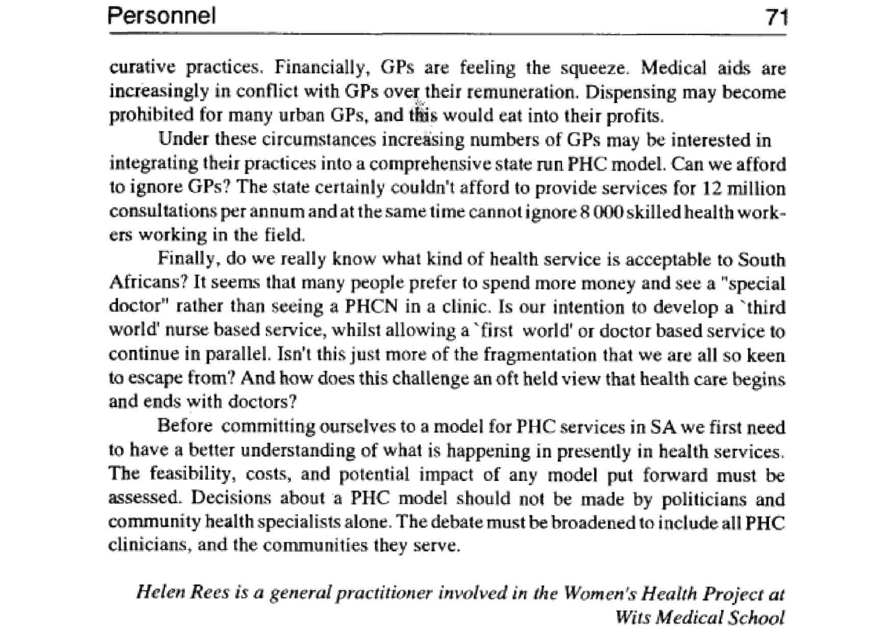curative practices. Financially, GPs are feeling the squeeze. Medical aids are increasingly in conflict with GPs over their remuneration. Dispensing may become prohibited for many urban GPs, and this would eat into their profits.

Under these circumstances increasing numbers of GPs may be interested in integrating their practices into a comprehensive state run PHC model. Can we afford to ignore GPs? The state certainly couldn't afford to provide services for 12 million consultations per annum and at the same time cannot ignore 8 000 skilled health workers working in the field.

Finally, do we really know what kind of health service is acceptable to South Africans? It seems that many people prefer to spend more money and see a "special doctor" rather than seeing a PHCN in a clinic. Is our intention to develop a 'third world' nurse based service, whilst allowing a 'first world' or doctor based service to continue in parallel. Isn't this just more of the fragmentation that we are all so keen to escape from? And how does this challenge an oft held view that health care begins and ends with doctors?

Before committing ourselves to a model for PHC services in SA we first need to have a better understanding of what is happening in presently in health services. The feasibility, costs, and potential impact of any model put forward must be assessed. Decisions about a PHC model should not be made by politicians and community health specialists alone. The debate must be broadened to include all PHC clinicians, and the communities they serve.

*Helen Rees is a general practitioner involved in the Women's Health Project at Wits Medical School*